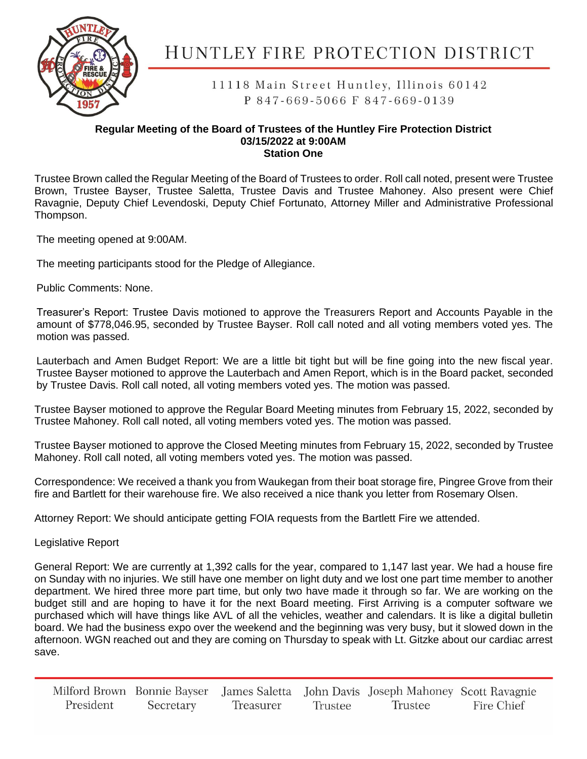# HUNTLEY FIRE PROTECTION DISTRICT

11118 Main Street Huntley, Illinois 60142
P 847-669-5066 F 847-669-0139

**Regular Meeting of the Board of Trustees of the Huntley Fire Protection District**
**03/15/2022 at 9:00AM**
**Station One**

Trustee Brown called the Regular Meeting of the Board of Trustees to order. Roll call noted, present were Trustee Brown, Trustee Bayser, Trustee Saletta, Trustee Davis and Trustee Mahoney. Also present were Chief Ravagnie, Deputy Chief Levendoski, Deputy Chief Fortunato, Attorney Miller and Administrative Professional Thompson.

The meeting opened at 9:00AM.

The meeting participants stood for the Pledge of Allegiance.

Public Comments: None.

Treasurer's Report: Trustee Davis motioned to approve the Treasurers Report and Accounts Payable in the amount of $778,046.95, seconded by Trustee Bayser. Roll call noted and all voting members voted yes. The motion was passed.

Lauterbach and Amen Budget Report: We are a little bit tight but will be fine going into the new fiscal year. Trustee Bayser motioned to approve the Lauterbach and Amen Report, which is in the Board packet, seconded by Trustee Davis. Roll call noted, all voting members voted yes. The motion was passed.

Trustee Bayser motioned to approve the Regular Board Meeting minutes from February 15, 2022, seconded by Trustee Mahoney. Roll call noted, all voting members voted yes. The motion was passed.

Trustee Bayser motioned to approve the Closed Meeting minutes from February 15, 2022, seconded by Trustee Mahoney. Roll call noted, all voting members voted yes. The motion was passed.

Correspondence: We received a thank you from Waukegan from their boat storage fire, Pingree Grove from their fire and Bartlett for their warehouse fire. We also received a nice thank you letter from Rosemary Olsen.

Attorney Report: We should anticipate getting FOIA requests from the Bartlett Fire we attended.

Legislative Report

General Report: We are currently at 1,392 calls for the year, compared to 1,147 last year. We had a house fire on Sunday with no injuries. We still have one member on light duty and we lost one part time member to another department. We hired three more part time, but only two have made it through so far. We are working on the budget still and are hoping to have it for the next Board meeting. First Arriving is a computer software we purchased which will have things like AVL of all the vehicles, weather and calendars. It is like a digital bulletin board. We had the business expo over the weekend and the beginning was very busy, but it slowed down in the afternoon. WGN reached out and they are coming on Thursday to speak with Lt. Gitzke about our cardiac arrest save.

| Milford Brown | Bonnie Bayser | James Saletta | John Davis | Joseph Mahoney | Scott Ravagnie |
|---|---|---|---|---|---|
| President | Secretary | Treasurer | Trustee | Trustee | Fire Chief |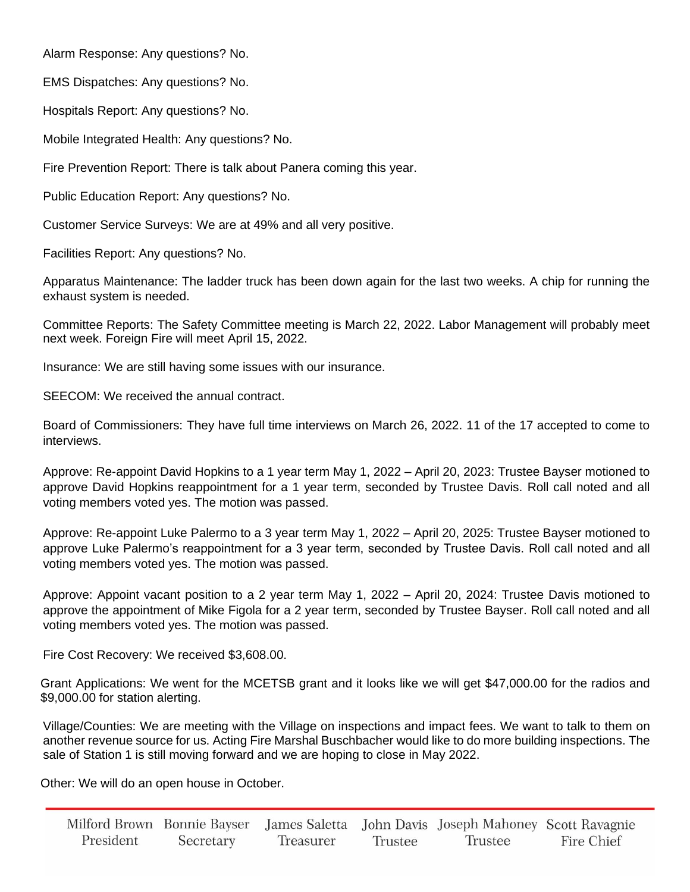Alarm Response: Any questions? No.

EMS Dispatches: Any questions? No.

Hospitals Report: Any questions? No.

Mobile Integrated Health: Any questions? No.

Fire Prevention Report: There is talk about Panera coming this year.

Public Education Report: Any questions? No.

Customer Service Surveys: We are at 49% and all very positive.

Facilities Report: Any questions? No.

Apparatus Maintenance: The ladder truck has been down again for the last two weeks. A chip for running the exhaust system is needed.

Committee Reports: The Safety Committee meeting is March 22, 2022. Labor Management will probably meet next week. Foreign Fire will meet April 15, 2022.

Insurance: We are still having some issues with our insurance.

SEECOM: We received the annual contract.

Board of Commissioners: They have full time interviews on March 26, 2022. 11 of the 17 accepted to come to interviews.

Approve: Re-appoint David Hopkins to a 1 year term May 1, 2022 – April 20, 2023: Trustee Bayser motioned to approve David Hopkins reappointment for a 1 year term, seconded by Trustee Davis. Roll call noted and all voting members voted yes. The motion was passed.

Approve: Re-appoint Luke Palermo to a 3 year term May 1, 2022 – April 20, 2025: Trustee Bayser motioned to approve Luke Palermo's reappointment for a 3 year term, seconded by Trustee Davis. Roll call noted and all voting members voted yes. The motion was passed.

Approve: Appoint vacant position to a 2 year term May 1, 2022 – April 20, 2024: Trustee Davis motioned to approve the appointment of Mike Figola for a 2 year term, seconded by Trustee Bayser. Roll call noted and all voting members voted yes. The motion was passed.

Fire Cost Recovery: We received $3,608.00.

Grant Applications: We went for the MCETSB grant and it looks like we will get $47,000.00 for the radios and $9,000.00 for station alerting.

Village/Counties: We are meeting with the Village on inspections and impact fees. We want to talk to them on another revenue source for us. Acting Fire Marshal Buschbacher would like to do more building inspections. The sale of Station 1 is still moving forward and we are hoping to close in May 2022.

Other: We will do an open house in October.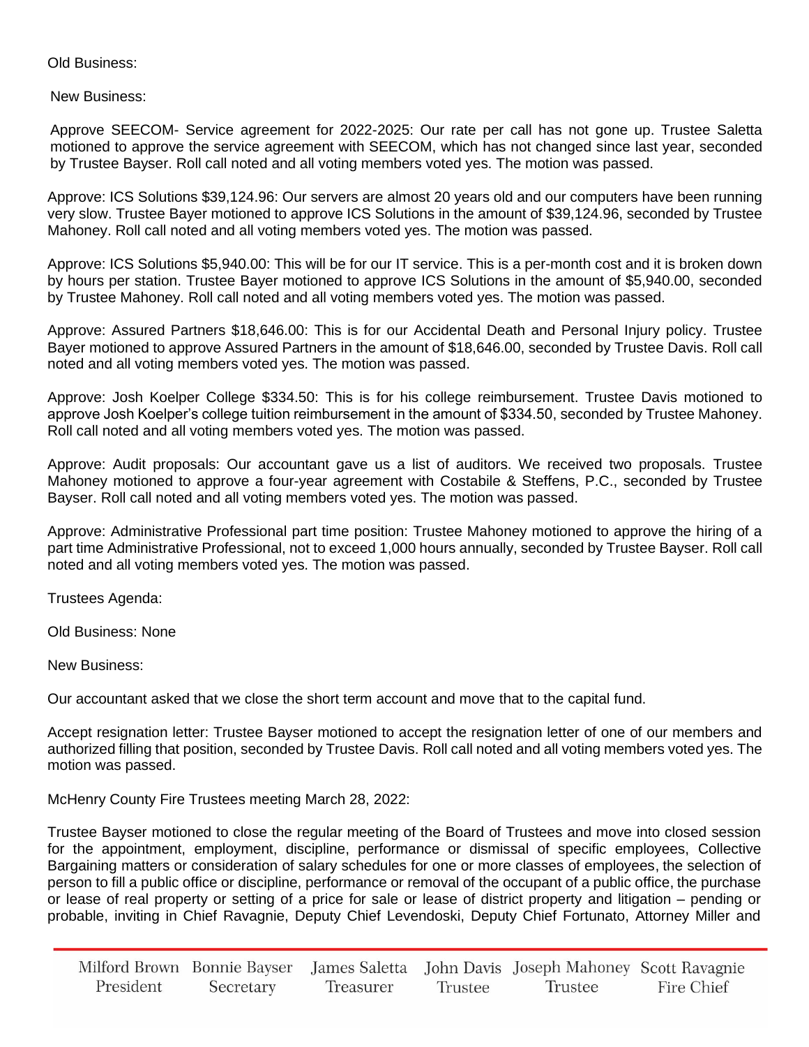Old Business:

New Business:

Approve SEECOM- Service agreement for 2022-2025: Our rate per call has not gone up. Trustee Saletta motioned to approve the service agreement with SEECOM, which has not changed since last year, seconded by Trustee Bayser. Roll call noted and all voting members voted yes. The motion was passed.

Approve: ICS Solutions $39,124.96: Our servers are almost 20 years old and our computers have been running very slow. Trustee Bayer motioned to approve ICS Solutions in the amount of $39,124.96, seconded by Trustee Mahoney. Roll call noted and all voting members voted yes. The motion was passed.

Approve: ICS Solutions $5,940.00: This will be for our IT service. This is a per-month cost and it is broken down by hours per station. Trustee Bayer motioned to approve ICS Solutions in the amount of $5,940.00, seconded by Trustee Mahoney. Roll call noted and all voting members voted yes. The motion was passed.

Approve: Assured Partners $18,646.00: This is for our Accidental Death and Personal Injury policy. Trustee Bayer motioned to approve Assured Partners in the amount of $18,646.00, seconded by Trustee Davis. Roll call noted and all voting members voted yes. The motion was passed.

Approve: Josh Koelper College $334.50: This is for his college reimbursement. Trustee Davis motioned to approve Josh Koelper's college tuition reimbursement in the amount of $334.50, seconded by Trustee Mahoney. Roll call noted and all voting members voted yes. The motion was passed.

Approve: Audit proposals: Our accountant gave us a list of auditors. We received two proposals. Trustee Mahoney motioned to approve a four-year agreement with Costabile & Steffens, P.C., seconded by Trustee Bayser. Roll call noted and all voting members voted yes. The motion was passed.

Approve: Administrative Professional part time position: Trustee Mahoney motioned to approve the hiring of a part time Administrative Professional, not to exceed 1,000 hours annually, seconded by Trustee Bayser. Roll call noted and all voting members voted yes. The motion was passed.

Trustees Agenda:

Old Business: None

New Business:

Our accountant asked that we close the short term account and move that to the capital fund.

Accept resignation letter: Trustee Bayser motioned to accept the resignation letter of one of our members and authorized filling that position, seconded by Trustee Davis. Roll call noted and all voting members voted yes. The motion was passed.

McHenry County Fire Trustees meeting March 28, 2022:

Trustee Bayser motioned to close the regular meeting of the Board of Trustees and move into closed session for the appointment, employment, discipline, performance or dismissal of specific employees, Collective Bargaining matters or consideration of salary schedules for one or more classes of employees, the selection of person to fill a public office or discipline, performance or removal of the occupant of a public office, the purchase or lease of real property or setting of a price for sale or lease of district property and litigation – pending or probable, inviting in Chief Ravagnie, Deputy Chief Levendoski, Deputy Chief Fortunato, Attorney Miller and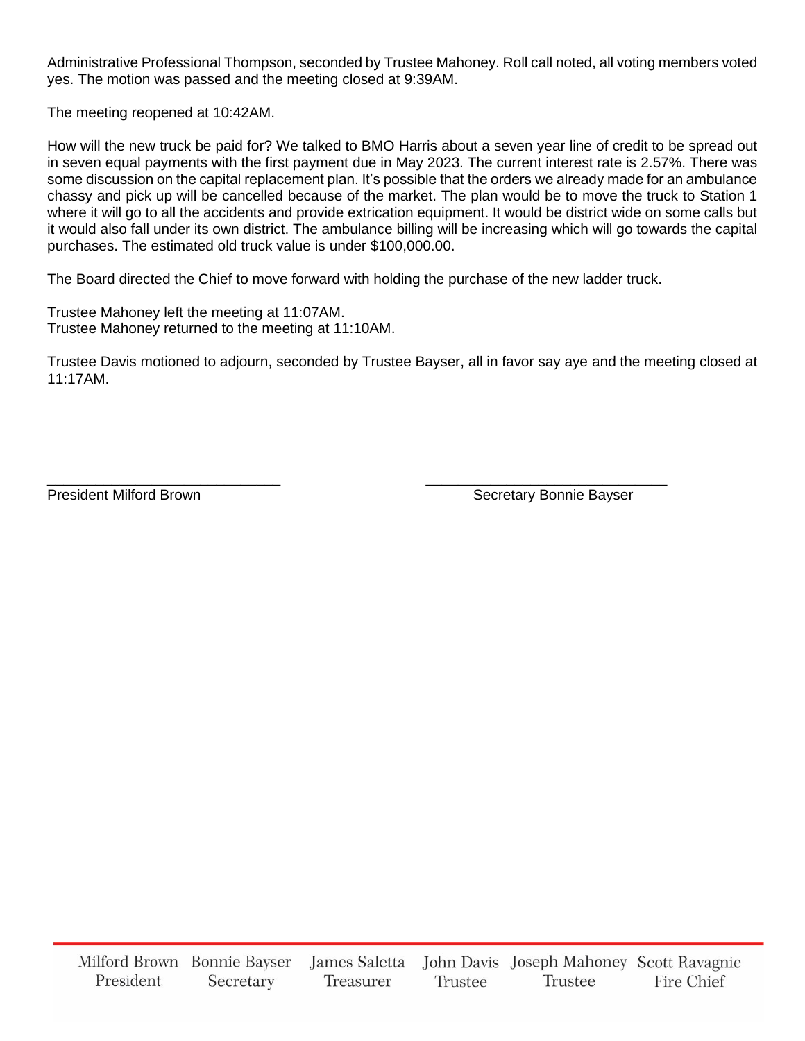Administrative Professional Thompson, seconded by Trustee Mahoney. Roll call noted, all voting members voted yes. The motion was passed and the meeting closed at 9:39AM.

The meeting reopened at 10:42AM.

How will the new truck be paid for? We talked to BMO Harris about a seven year line of credit to be spread out in seven equal payments with the first payment due in May 2023. The current interest rate is 2.57%. There was some discussion on the capital replacement plan. It's possible that the orders we already made for an ambulance chassy and pick up will be cancelled because of the market. The plan would be to move the truck to Station 1 where it will go to all the accidents and provide extrication equipment. It would be district wide on some calls but it would also fall under its own district. The ambulance billing will be increasing which will go towards the capital purchases. The estimated old truck value is under $100,000.00.

The Board directed the Chief to move forward with holding the purchase of the new ladder truck.

Trustee Mahoney left the meeting at 11:07AM.
Trustee Mahoney returned to the meeting at 11:10AM.

Trustee Davis motioned to adjourn, seconded by Trustee Bayser, all in favor say aye and the meeting closed at 11:17AM.

\_\_\_\_\_\_\_\_\_\_\_\_\_\_\_\_\_\_\_\_\_\_\_\_\_\_\_\_\_\_ \_\_\_\_\_\_\_\_\_\_\_\_\_\_\_\_\_\_\_\_\_\_\_\_\_\_\_\_\_\_

President Milford Brown Secretary Bonnie Bayser

Milford Brown, President | Bonnie Bayser, Secretary | James Saletta, Treasurer | John Davis, Trustee | Joseph Mahoney, Trustee | Scott Ravagnie, Fire Chief